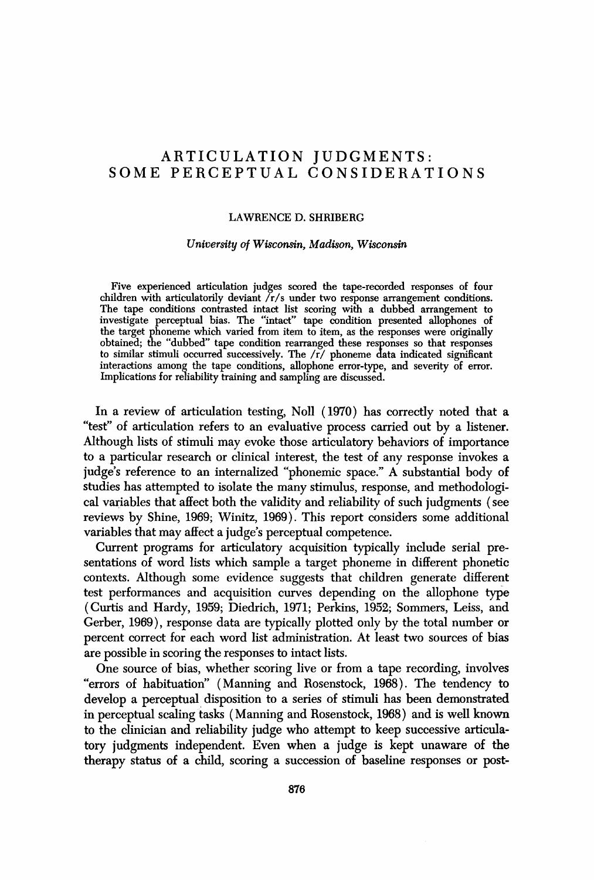# ARTICULATION JUDGMENTS: SOME PERCEPTUAL CONSIDERATIONS

LAWRENCE D. SHRIBERG

*University of Wisconsin, Madison, Wisconsin*

Five experienced articulation judges scored the tape-recorded responses of four children with articulatorily deviant /r/s under two response arrangement conditions. The tape conditions contrasted intact list scoring with a dubbed arrangement to investigate perceptual bias. The "intact" tape condition presented allophones of the target phoneme which varied from item to item, as the responses were originally obtained; the "dubbed" tape condition rearranged these responses so that responses to similar stimuli occurred successively. The /r/ phoneme data indicated significant interactions among the tape conditions, allophone error-type, and severity of error. Implications for reliability training and sampling are discussed.

In a review of articulation testing, Noll (1970) has correctly noted that a "test" of articulation refers to an evaluative process carried out by a listener. Although lists of stimuli may evoke those articulatory behaviors of importance to a particular research or clinical interest, the test of any response invokes a judge's reference to an internalized "phonemic space." A substantial body of studies has attempted to isolate the many stimulus, response, and methodological variables that affect both the validity and reliability of such judgments (see reviews by Shine, 1969; Winitz, 1969). This report considers some additional variables that may affect a judge's perceptual competence.

Current programs for articulatory acquisition typically include serial presentations of word lists which sample a target phoneme in different phonetic contexts. Although some evidence suggests that children generate different test performances and acquisition curves depending on the allophone type (Curtis and Hardy, 1959; Diedrich, 1971; Perkins, 1952; Sommers, Leiss, and Gerber, 1969), response data are typically plotted only by the total number or percent correct for each word list administration. At least two sources of bias are possible in scoring the responses to intact lists.

One source of bias, whether scoring live or from a tape recording, involves "errors of habituation" (Manning and Rosenstock, 1968). The tendency to develop a perceptual disposition to a series of stimuli has been demonstrated in perceptual scaling tasks (Manning and Rosenstock, 1968) and is well known to the clinician and reliability judge who attempt to keep successive articulatory judgments independent. Even when a judge is kept unaware of the therapy status of a child, scoring a succession of baseline responses or post-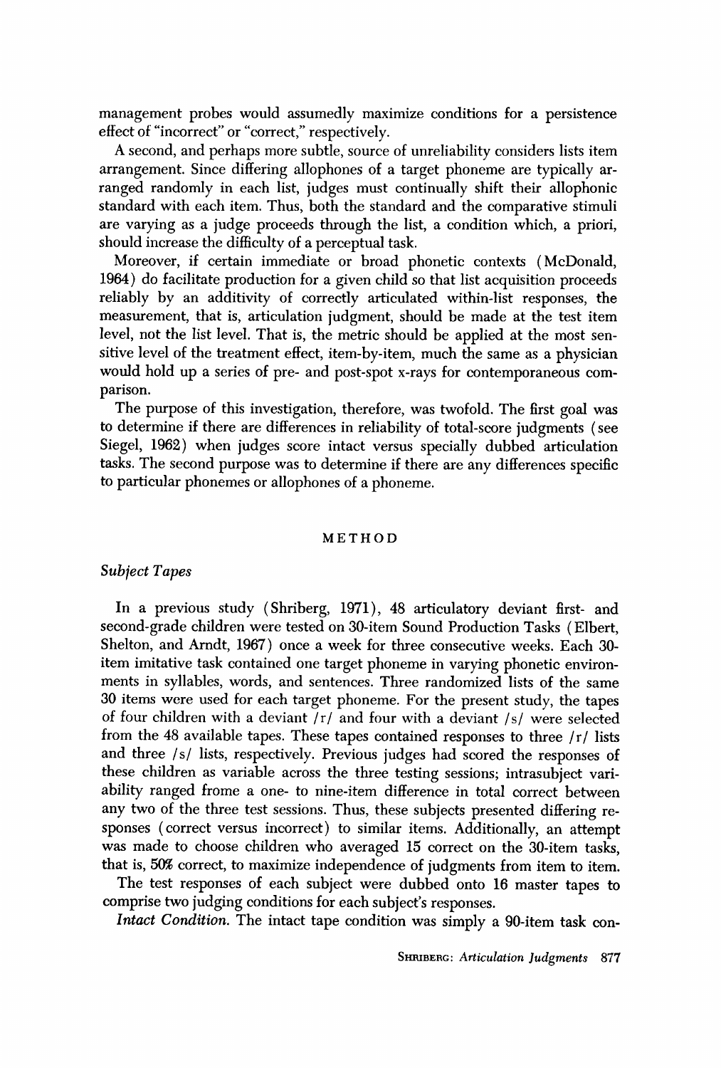management probes would assumedly maximize conditions for a persistence effect of "incorrect" or "correct," respectively.

A second, and perhaps more subtle, source of unreliability considers lists item arrangement. Since differing allophones of a target phoneme are typically arranged randomly in each list, judges must continually shift their allophonic standard with each item. Thus, both the standard and the comparative stimuli are varying as a judge proceeds through the list, a condition which, a priori, should increase the difficulty of a perceptual task.

Moreover, if certain immediate or broad phonetic contexts (McDonald, 1964) do facilitate production for a given child so that list acquisition proceeds reliably by an additivity of correctly articulated within-list responses, the measurement, that is, articulation judgment, should be made at the test item level, not the list level. That is, the metric should be applied at the most sensitive level of the treatment effect, item-by-item, much the same as a physician would hold up a series of pre- and post-spot x-rays for contemporaneous comparison.

The purpose of this investigation, therefore, was twofold. The first goal was to determine if there are differences in reliability of total-score judgments (see Siegel, 1962) when judges score intact versus specially dubbed articulation tasks. The second purpose was to determine if there are any differences specific to particular phonemes or allophones of a phoneme.

## METHOD

### *Subject Tapes*

In a previous study (Shriberg, 1971), 48 articulatory deviant first- and second-grade children were tested on 30-item Sound Production Tasks (Elbert, Shelton, and Arndt, 1967) once a week for three consecutive weeks. Each 30-item imitative task contained one target phoneme in varying phonetic environments in syllables, words, and sentences. Three randomized lists of the same 30 items were used for each target phoneme. For the present study, the tapes of four children with a deviant /r/ and four with a deviant /s/ were selected from the 48 available tapes. These tapes contained responses to three /r/ lists and three /s/ lists, respectively. Previous judges had scored the responses of these children as variable across the three testing sessions; intrasubject variability ranged frome a one- to nine-item difference in total correct between any two of the three test sessions. Thus, these subjects presented differing responses (correct versus incorrect) to similar items. Additionally, an attempt was made to choose children who averaged 15 correct on the 30-item tasks, that is, 50% correct, to maximize independence of judgments from item to item.

The test responses of each subject were dubbed onto 16 master tapes to comprise two judging conditions for each subject's responses.

*Intact Condition.* The intact tape condition was simply a 90-item task con-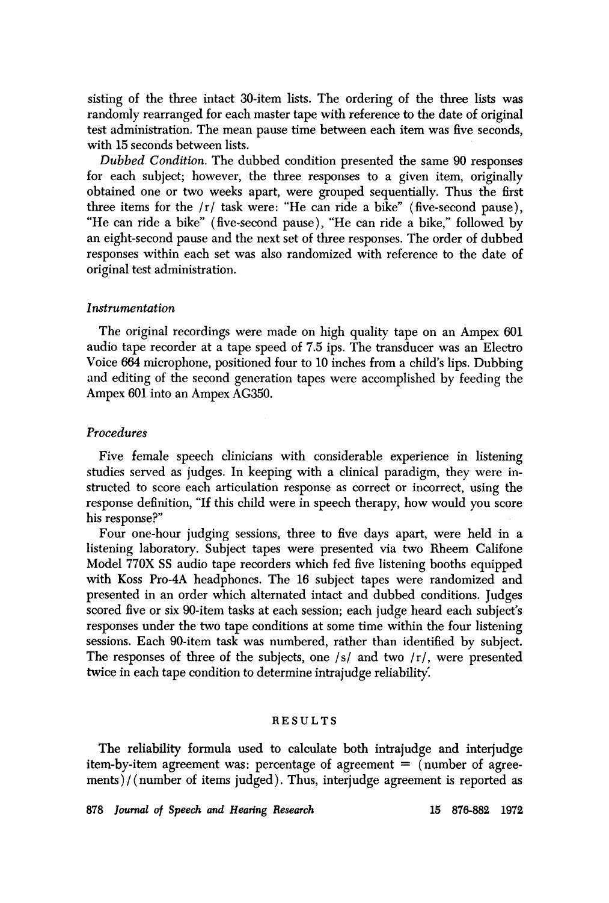sisting of the three intact 30-item lists. The ordering of the three lists was randomly rearranged for each master tape with reference to the date of original test administration. The mean pause time between each item was five seconds, with 15 seconds between lists.

*Dubbed Condition.* The dubbed condition presented the same 90 responses for each subject; however, the three responses to a given item, originally obtained one or two weeks apart, were grouped sequentially. Thus the first three items for the /r/ task were: "He can ride a bike" (five-second pause), "He can ride a bike" (five-second pause), "He can ride a bike," followed by an eight-second pause and the next set of three responses. The order of dubbed responses within each set was also randomized with reference to the date of original test administration.

### *Instrumentation*

The original recordings were made on high quality tape on an Ampex 601 audio tape recorder at a tape speed of 7.5 ips. The transducer was an Electro Voice 664 microphone, positioned four to 10 inches from a child's lips. Dubbing and editing of the second generation tapes were accomplished by feeding the Ampex 601 into an Ampex AG350.

### *Procedures*

Five female speech clinicians with considerable experience in listening studies served as judges. In keeping with a clinical paradigm, they were instructed to score each articulation response as correct or incorrect, using the response definition, "If this child were in speech therapy, how would you score his response?"

Four one-hour judging sessions, three to five days apart, were held in a listening laboratory. Subject tapes were presented via two Rheem Califone Model 770X SS audio tape recorders which fed five listening booths equipped with Koss Pro-4A headphones. The 16 subject tapes were randomized and presented in an order which alternated intact and dubbed conditions. Judges scored five or six 90-item tasks at each session; each judge heard each subject's responses under the two tape conditions at some time within the four listening sessions. Each 90-item task was numbered, rather than identified by subject. The responses of three of the subjects, one /s/ and two /r/, were presented twice in each tape condition to determine intrajudge reliability.

## RESULTS

The reliability formula used to calculate both intrajudge and interjudge item-by-item agreement was: percentage of agreement = (number of agreements)/(number of items judged). Thus, interjudge agreement is reported as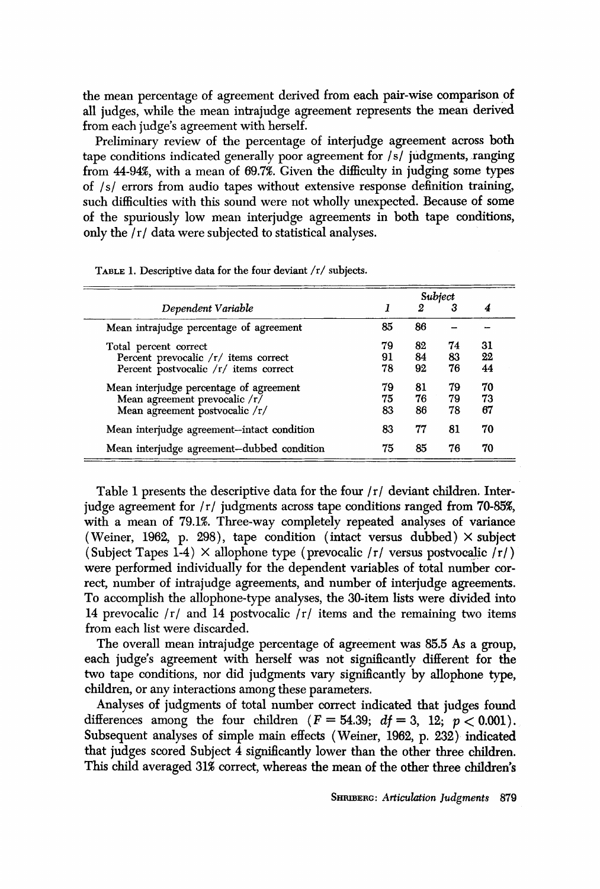the mean percentage of agreement derived from each pair-wise comparison of all judges, while the mean intrajudge agreement represents the mean derived from each judge's agreement with herself.

Preliminary review of the percentage of interjudge agreement across both tape conditions indicated generally poor agreement for /s/ judgments, ranging from 44-94%, with a mean of 69.7%. Given the difficulty in judging some types of /s/ errors from audio tapes without extensive response definition training, such difficulties with this sound were not wholly unexpected. Because of some of the spuriously low mean interjudge agreements in both tape conditions, only the /r/ data were subjected to statistical analyses.

TABLE 1. Descriptive data for the four deviant /r/ subjects.

| Dependent Variable | Subject | | | |
|---|---|---|---|---|
| | 1 | 2 | 3 | 4 |
| Mean intrajudge percentage of agreement | 85 | 86 | – | – |
| Total percent correct | 79 | 82 | 74 | 31 |
| Percent prevocalic /r/ items correct | 91 | 84 | 83 | 22 |
| Percent postvocalic /r/ items correct | 78 | 92 | 76 | 44 |
| Mean interjudge percentage of agreement | 79 | 81 | 79 | 70 |
| Mean agreement prevocalic /r/ | 75 | 76 | 79 | 73 |
| Mean agreement postvocalic /r/ | 83 | 86 | 78 | 67 |
| Mean interjudge agreement–intact condition | 83 | 77 | 81 | 70 |
| Mean interjudge agreement–dubbed condition | 75 | 85 | 76 | 70 |

Table 1 presents the descriptive data for the four /r/ deviant children. Interjudge agreement for /r/ judgments across tape conditions ranged from 70-85%, with a mean of 79.1%. Three-way completely repeated analyses of variance (Weiner, 1962, p. 298), tape condition (intact versus dubbed) × subject (Subject Tapes 1-4) × allophone type (prevocalic /r/ versus postvocalic /r/) were performed individually for the dependent variables of total number correct, number of intrajudge agreements, and number of interjudge agreements. To accomplish the allophone-type analyses, the 30-item lists were divided into 14 prevocalic /r/ and 14 postvocalic /r/ items and the remaining two items from each list were discarded.

The overall mean intrajudge percentage of agreement was 85.5 As a group, each judge's agreement with herself was not significantly different for the two tape conditions, nor did judgments vary significantly by allophone type, children, or any interactions among these parameters.

Analyses of judgments of total number correct indicated that judges found differences among the four children ($F = 54.39$; $df = 3, 12$; $p < 0.001$). Subsequent analyses of simple main effects (Weiner, 1962, p. 232) indicated that judges scored Subject 4 significantly lower than the other three children. This child averaged 31% correct, whereas the mean of the other three children's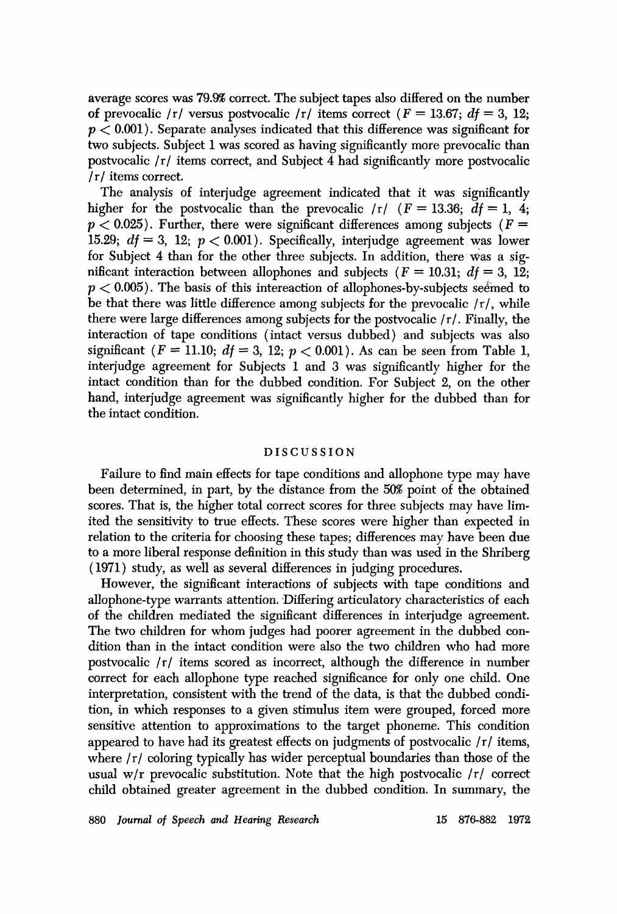average scores was 79.9% correct. The subject tapes also differed on the number of prevocalic /r/ versus postvocalic /r/ items correct ($F = 13.67$; $df = 3, 12$; $p < 0.001$). Separate analyses indicated that this difference was significant for two subjects. Subject 1 was scored as having significantly more prevocalic than postvocalic /r/ items correct, and Subject 4 had significantly more postvocalic /r/ items correct.

The analysis of interjudge agreement indicated that it was significantly higher for the postvocalic than the prevocalic /r/ ($F = 13.36$; $df = 1, 4$; $p < 0.025$). Further, there were significant differences among subjects ($F = 15.29$; $df = 3, 12$; $p < 0.001$). Specifically, interjudge agreement was lower for Subject 4 than for the other three subjects. In addition, there was a significant interaction between allophones and subjects ($F = 10.31$; $df = 3, 12$; $p < 0.005$). The basis of this intereaction of allophones-by-subjects seemed to be that there was little difference among subjects for the prevocalic /r/, while there were large differences among subjects for the postvocalic /r/. Finally, the interaction of tape conditions (intact versus dubbed) and subjects was also significant ($F = 11.10$; $df = 3, 12$; $p < 0.001$). As can be seen from Table 1, interjudge agreement for Subjects 1 and 3 was significantly higher for the intact condition than for the dubbed condition. For Subject 2, on the other hand, interjudge agreement was significantly higher for the dubbed than for the intact condition.

## DISCUSSION

Failure to find main effects for tape conditions and allophone type may have been determined, in part, by the distance from the 50% point of the obtained scores. That is, the higher total correct scores for three subjects may have limited the sensitivity to true effects. These scores were higher than expected in relation to the criteria for choosing these tapes; differences may have been due to a more liberal response definition in this study than was used in the Shriberg (1971) study, as well as several differences in judging procedures.

However, the significant interactions of subjects with tape conditions and allophone-type warrants attention. Differing articulatory characteristics of each of the children mediated the significant differences in interjudge agreement. The two children for whom judges had poorer agreement in the dubbed condition than in the intact condition were also the two children who had more postvocalic /r/ items scored as incorrect, although the difference in number correct for each allophone type reached significance for only one child. One interpretation, consistent with the trend of the data, is that the dubbed condition, in which responses to a given stimulus item were grouped, forced more sensitive attention to approximations to the target phoneme. This condition appeared to have had its greatest effects on judgments of postvocalic /r/ items, where /r/ coloring typically has wider perceptual boundaries than those of the usual w/r prevocalic substitution. Note that the high postvocalic /r/ correct child obtained greater agreement in the dubbed condition. In summary, the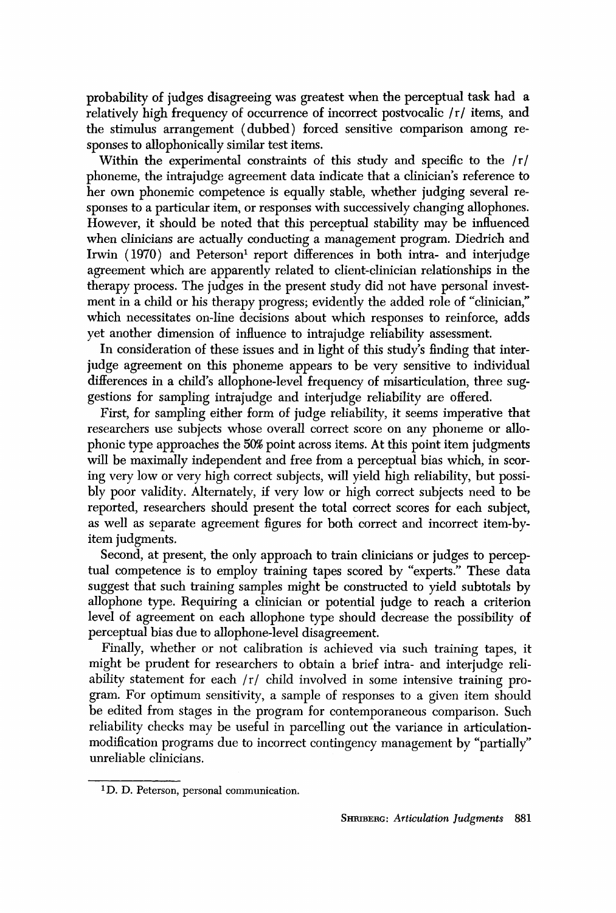probability of judges disagreeing was greatest when the perceptual task had a relatively high frequency of occurrence of incorrect postvocalic /r/ items, and the stimulus arrangement (dubbed) forced sensitive comparison among responses to allophonically similar test items.

Within the experimental constraints of this study and specific to the /r/ phoneme, the intrajudge agreement data indicate that a clinician's reference to her own phonemic competence is equally stable, whether judging several responses to a particular item, or responses with successively changing allophones. However, it should be noted that this perceptual stability may be influenced when clinicians are actually conducting a management program. Diedrich and Irwin (1970) and Peterson[1] report differences in both intra- and interjudge agreement which are apparently related to client-clinician relationships in the therapy process. The judges in the present study did not have personal investment in a child or his therapy progress; evidently the added role of "clinician," which necessitates on-line decisions about which responses to reinforce, adds yet another dimension of influence to intrajudge reliability assessment.

In consideration of these issues and in light of this study's finding that interjudge agreement on this phoneme appears to be very sensitive to individual differences in a child's allophone-level frequency of misarticulation, three suggestions for sampling intrajudge and interjudge reliability are offered.

First, for sampling either form of judge reliability, it seems imperative that researchers use subjects whose overall correct score on any phoneme or allophonic type approaches the 50% point across items. At this point item judgments will be maximally independent and free from a perceptual bias which, in scoring very low or very high correct subjects, will yield high reliability, but possibly poor validity. Alternately, if very low or high correct subjects need to be reported, researchers should present the total correct scores for each subject, as well as separate agreement figures for both correct and incorrect item-by-item judgments.

Second, at present, the only approach to train clinicians or judges to perceptual competence is to employ training tapes scored by "experts." These data suggest that such training samples might be constructed to yield subtotals by allophone type. Requiring a clinician or potential judge to reach a criterion level of agreement on each allophone type should decrease the possibility of perceptual bias due to allophone-level disagreement.

Finally, whether or not calibration is achieved via such training tapes, it might be prudent for researchers to obtain a brief intra- and interjudge reliability statement for each /r/ child involved in some intensive training program. For optimum sensitivity, a sample of responses to a given item should be edited from stages in the program for contemporaneous comparison. Such reliability checks may be useful in parcelling out the variance in articulation-modification programs due to incorrect contingency management by "partially" unreliable clinicians.

---

[1] D. D. Peterson, personal communication.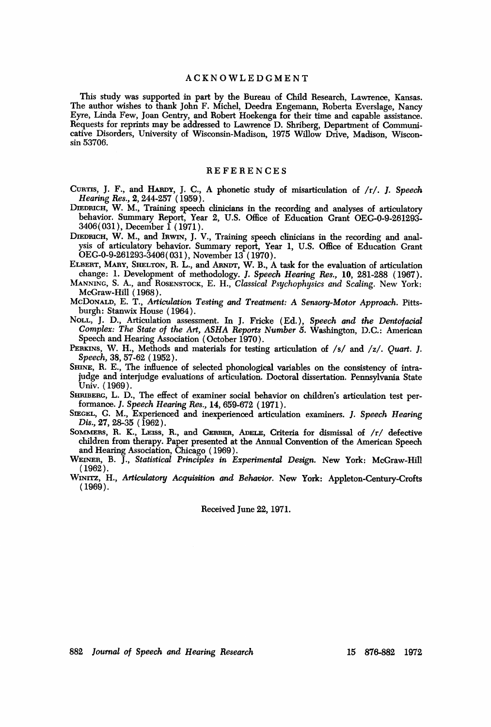## ACKNOWLEDGMENT

This study was supported in part by the Bureau of Child Research, Lawrence, Kansas. The author wishes to thank John F. Michel, Deedra Engemann, Roberta Everslage, Nancy Eyre, Linda Few, Joan Gentry, and Robert Hoekenga for their time and capable assistance. Requests for reprints may be addressed to Lawrence D. Shriberg, Department of Communicative Disorders, University of Wisconsin-Madison, 1975 Willow Drive, Madison, Wisconsin 53706.

## REFERENCES

Curtis, J. F., and Hardy, J. C., A phonetic study of misarticulation of /r/. *J. Speech Hearing Res.*, **2**, 244-257 (1959).

Diedrich, W. M., Training speech clinicians in the recording and analyses of articulatory behavior. Summary Report, Year 2, U.S. Office of Education Grant OEG-0-9-261293-3406(031), December 1 (1971).

Diedrich, W. M., and Irwin, J. V., Training speech clinicians in the recording and analysis of articulatory behavior. Summary report, Year 1, U.S. Office of Education Grant OEG-0-9-261293-3406(031), November 13 (1970).

Elbert, Mary, Shelton, R. L., and Arndt, W. B., A task for the evaluation of articulation change: 1. Development of methodology. *J. Speech Hearing Res.*, **10**, 281-288 (1967).

Manning, S. A., and Rosenstock, E. H., *Classical Psychophysics and Scaling.* New York: McGraw-Hill (1968).

McDonald, E. T., *Articulation Testing and Treatment: A Sensory-Motor Approach.* Pittsburgh: Stanwix House (1964).

Noll, J. D., Articulation assessment. In J. Fricke (Ed.), *Speech and the Dentofacial Complex: The State of the Art, ASHA Reports Number 5.* Washington, D.C.: American Speech and Hearing Association (October 1970).

Perkins, W. H., Methods and materials for testing articulation of /s/ and /z/. *Quart. J. Speech*, **38**, 57-62 (1952).

Shine, R. E., The influence of selected phonological variables on the consistency of intrajudge and interjudge evaluations of articulation. Doctoral dissertation. Pennsylvania State Univ. (1969).

Shriberg, L. D., The effect of examiner social behavior on children's articulation test performance. *J. Speech Hearing Res.*, **14**, 659-672 (1971).

Siegel, G. M., Experienced and inexperienced articulation examiners. *J. Speech Hearing Dis.*, **27**, 28-35 (1962).

Sommers, R. K., Leiss, R., and Gerber, Adele, Criteria for dismissal of /r/ defective children from therapy. Paper presented at the Annual Convention of the American Speech and Hearing Association, Chicago (1969).

Weiner, B. J., *Statistical Principles in Experimental Design.* New York: McGraw-Hill (1962).

Winitz, H., *Articulatory Acquisition and Behavior.* New York: Appleton-Century-Crofts (1969).

Received June 22, 1971.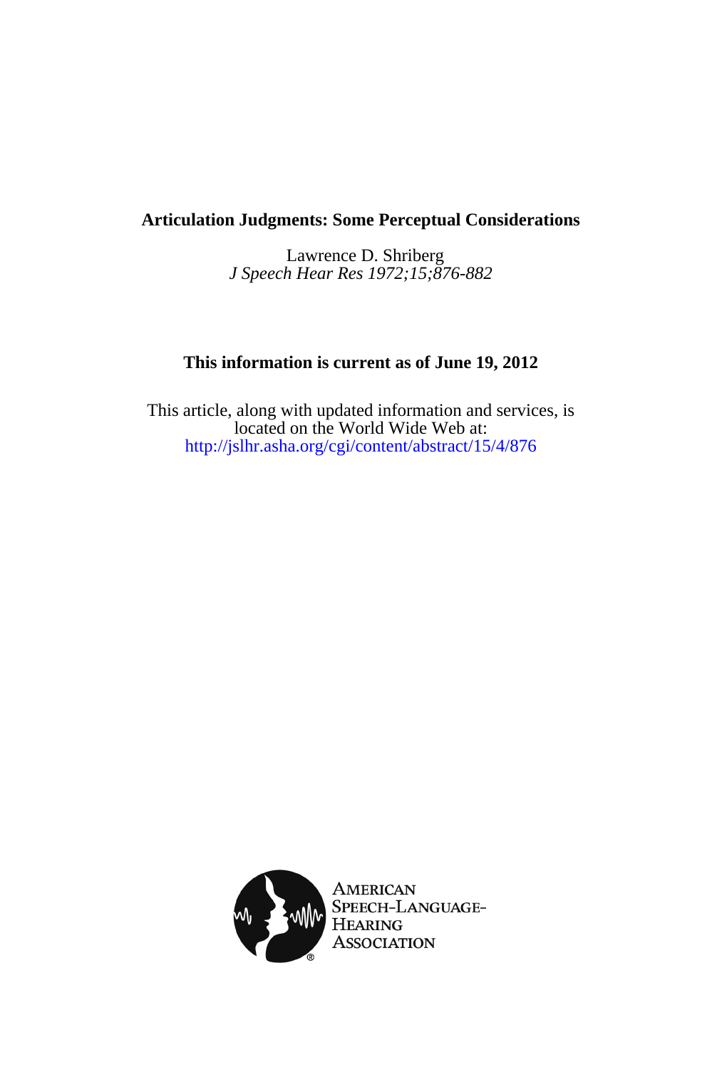**Articulation Judgments: Some Perceptual Considerations**

Lawrence D. Shriberg
*J Speech Hear Res 1972;15;876-882*

**This information is current as of June 19, 2012**

This article, along with updated information and services, is located on the World Wide Web at:
http://jslhr.asha.org/cgi/content/abstract/15/4/876

American
Speech-Language-
Hearing
Association